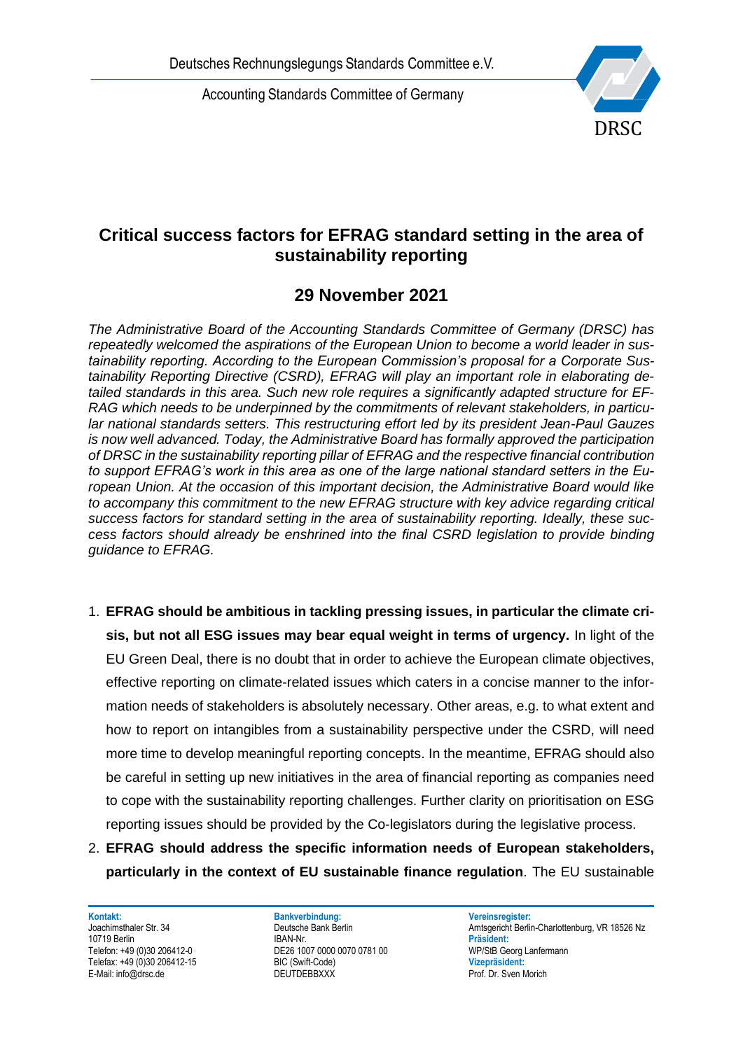Deutsches Rechnungslegungs Standards Committee e.V.

Accounting Standards Committee of Germany

# Critical success factors for EFRAG standard setting in the area of sustainability reporting

## 29 November 2021

*The Administrative Board of the Accounting Standards Committee of Germany (DRSC) has repeatedly welcomed the aspirations of the European Union to become a world leader in sustainability reporting. According to the European Commission's proposal for a Corporate Sustainability Reporting Directive (CSRD), EFRAG will play an important role in elaborating detailed standards in this area. Such new role requires a significantly adapted structure for EFRAG which needs to be underpinned by the commitments of relevant stakeholders, in particular national standards setters. This restructuring effort led by its president Jean-Paul Gauzes is now well advanced. Today, the Administrative Board has formally approved the participation of DRSC in the sustainability reporting pillar of EFRAG and the respective financial contribution to support EFRAG's work in this area as one of the large national standard setters in the European Union. At the occasion of this important decision, the Administrative Board would like to accompany this commitment to the new EFRAG structure with key advice regarding critical success factors for standard setting in the area of sustainability reporting. Ideally, these success factors should already be enshrined into the final CSRD legislation to provide binding guidance to EFRAG.*

1. **EFRAG should be ambitious in tackling pressing issues, in particular the climate crisis, but not all ESG issues may bear equal weight in terms of urgency.** In light of the EU Green Deal, there is no doubt that in order to achieve the European climate objectives, effective reporting on climate-related issues which caters in a concise manner to the information needs of stakeholders is absolutely necessary. Other areas, e.g. to what extent and how to report on intangibles from a sustainability perspective under the CSRD, will need more time to develop meaningful reporting concepts. In the meantime, EFRAG should also be careful in setting up new initiatives in the area of financial reporting as companies need to cope with the sustainability reporting challenges. Further clarity on prioritisation on ESG reporting issues should be provided by the Co-legislators during the legislative process.

2. **EFRAG should address the specific information needs of European stakeholders, particularly in the context of EU sustainable finance regulation**. The EU sustainable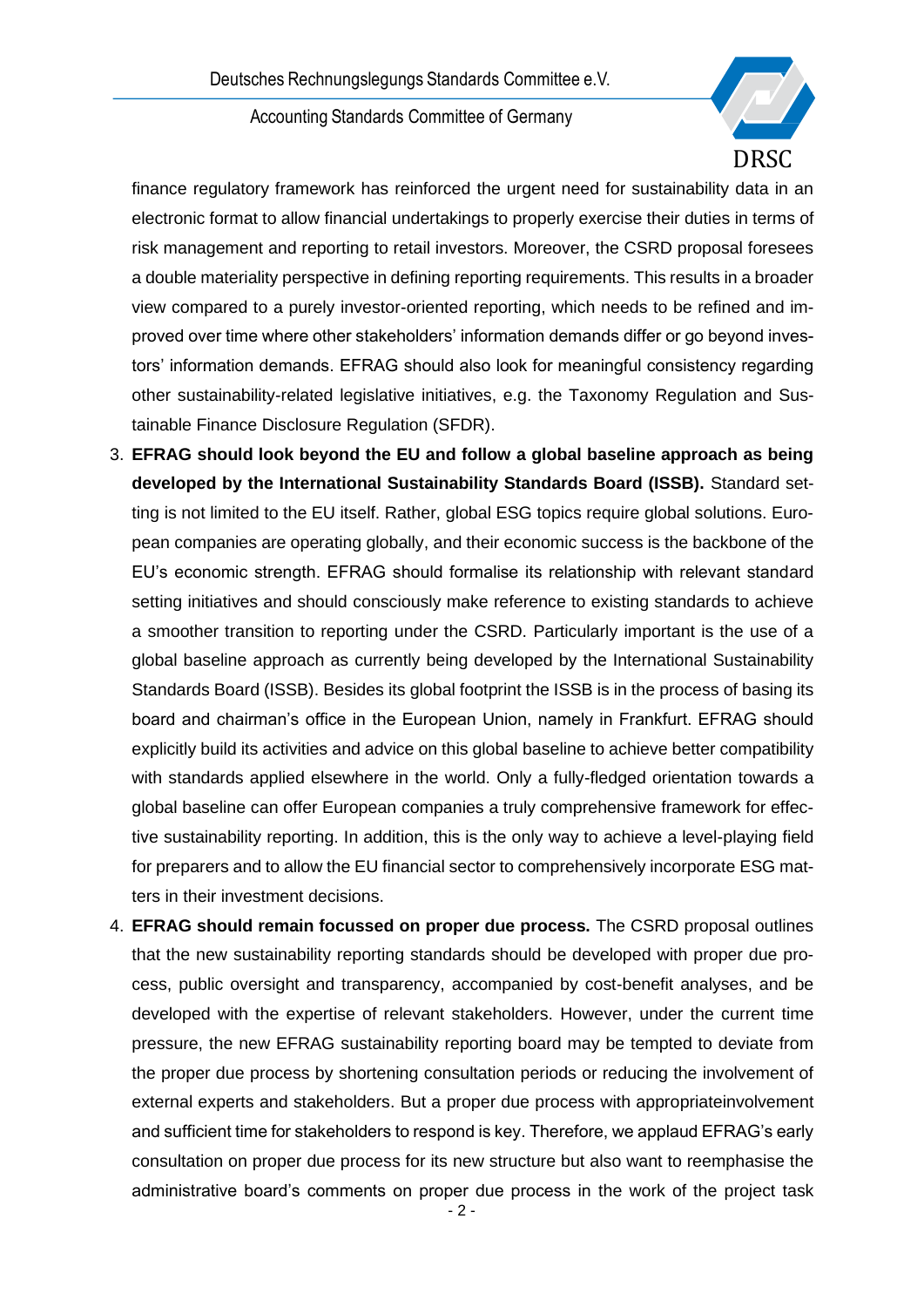finance regulatory framework has reinforced the urgent need for sustainability data in an electronic format to allow financial undertakings to properly exercise their duties in terms of risk management and reporting to retail investors. Moreover, the CSRD proposal foresees a double materiality perspective in defining reporting requirements. This results in a broader view compared to a purely investor-oriented reporting, which needs to be refined and improved over time where other stakeholders' information demands differ or go beyond investors' information demands. EFRAG should also look for meaningful consistency regarding other sustainability-related legislative initiatives, e.g. the Taxonomy Regulation and Sustainable Finance Disclosure Regulation (SFDR).

3. **EFRAG should look beyond the EU and follow a global baseline approach as being developed by the International Sustainability Standards Board (ISSB).** Standard setting is not limited to the EU itself. Rather, global ESG topics require global solutions. European companies are operating globally, and their economic success is the backbone of the EU's economic strength. EFRAG should formalise its relationship with relevant standard setting initiatives and should consciously make reference to existing standards to achieve a smoother transition to reporting under the CSRD. Particularly important is the use of a global baseline approach as currently being developed by the International Sustainability Standards Board (ISSB). Besides its global footprint the ISSB is in the process of basing its board and chairman's office in the European Union, namely in Frankfurt. EFRAG should explicitly build its activities and advice on this global baseline to achieve better compatibility with standards applied elsewhere in the world. Only a fully-fledged orientation towards a global baseline can offer European companies a truly comprehensive framework for effective sustainability reporting. In addition, this is the only way to achieve a level-playing field for preparers and to allow the EU financial sector to comprehensively incorporate ESG matters in their investment decisions.

4. **EFRAG should remain focussed on proper due process.** The CSRD proposal outlines that the new sustainability reporting standards should be developed with proper due process, public oversight and transparency, accompanied by cost-benefit analyses, and be developed with the expertise of relevant stakeholders. However, under the current time pressure, the new EFRAG sustainability reporting board may be tempted to deviate from the proper due process by shortening consultation periods or reducing the involvement of external experts and stakeholders. But a proper due process with appropriateinvolvement and sufficient time for stakeholders to respond is key. Therefore, we applaud EFRAG's early consultation on proper due process for its new structure but also want to reemphasise the administrative board's comments on proper due process in the work of the project task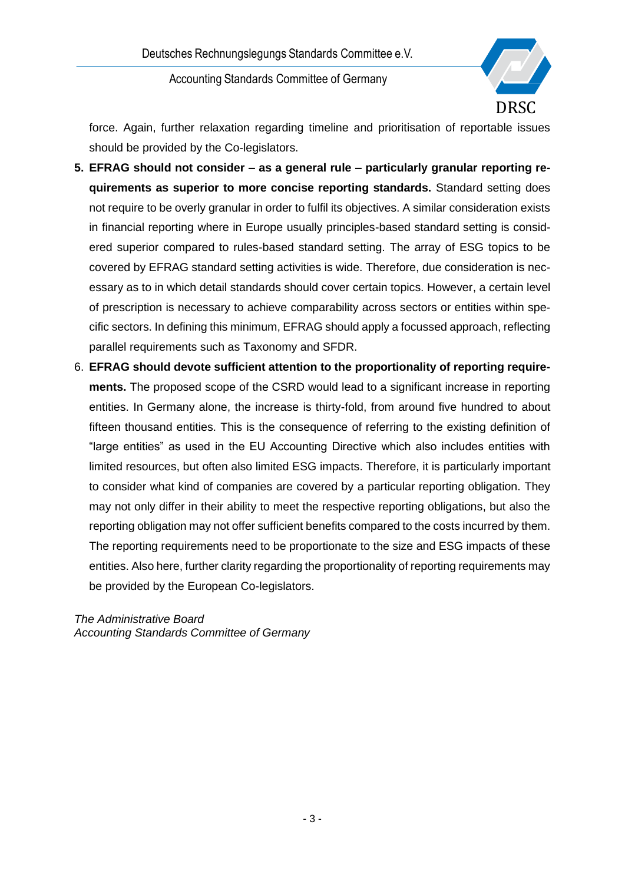force. Again, further relaxation regarding timeline and prioritisation of reportable issues should be provided by the Co-legislators.

5. **EFRAG should not consider – as a general rule – particularly granular reporting requirements as superior to more concise reporting standards.** Standard setting does not require to be overly granular in order to fulfil its objectives. A similar consideration exists in financial reporting where in Europe usually principles-based standard setting is considered superior compared to rules-based standard setting. The array of ESG topics to be covered by EFRAG standard setting activities is wide. Therefore, due consideration is necessary as to in which detail standards should cover certain topics. However, a certain level of prescription is necessary to achieve comparability across sectors or entities within specific sectors. In defining this minimum, EFRAG should apply a focussed approach, reflecting parallel requirements such as Taxonomy and SFDR.
6. **EFRAG should devote sufficient attention to the proportionality of reporting requirements.** The proposed scope of the CSRD would lead to a significant increase in reporting entities. In Germany alone, the increase is thirty-fold, from around five hundred to about fifteen thousand entities. This is the consequence of referring to the existing definition of "large entities" as used in the EU Accounting Directive which also includes entities with limited resources, but often also limited ESG impacts. Therefore, it is particularly important to consider what kind of companies are covered by a particular reporting obligation. They may not only differ in their ability to meet the respective reporting obligations, but also the reporting obligation may not offer sufficient benefits compared to the costs incurred by them. The reporting requirements need to be proportionate to the size and ESG impacts of these entities. Also here, further clarity regarding the proportionality of reporting requirements may be provided by the European Co-legislators.

*The Administrative Board*
*Accounting Standards Committee of Germany*